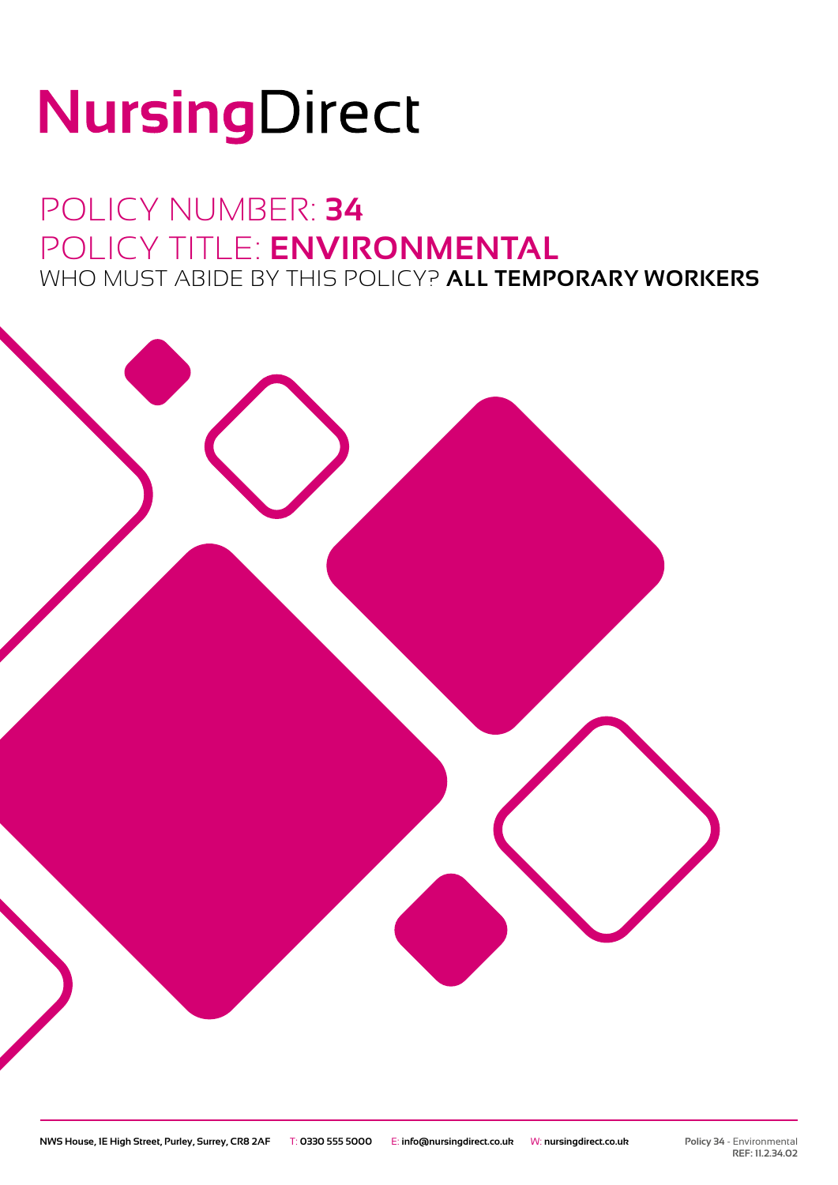# NursingDirect

## POLICY NUMBER: **34**
## POLICY TITLE: **ENVIRONMENTAL**
### WHO MUST ABIDE BY THIS POLICY? **ALL TEMPORARY WORKERS**

NWS House, 1E High Street, Purley, Surrey, CR8 2AF T: 0330 555 5000 E: info@nursingdirect.co.uk W: nursingdirect.co.uk

Policy 34 - Environmental
REF: 11.2.34.02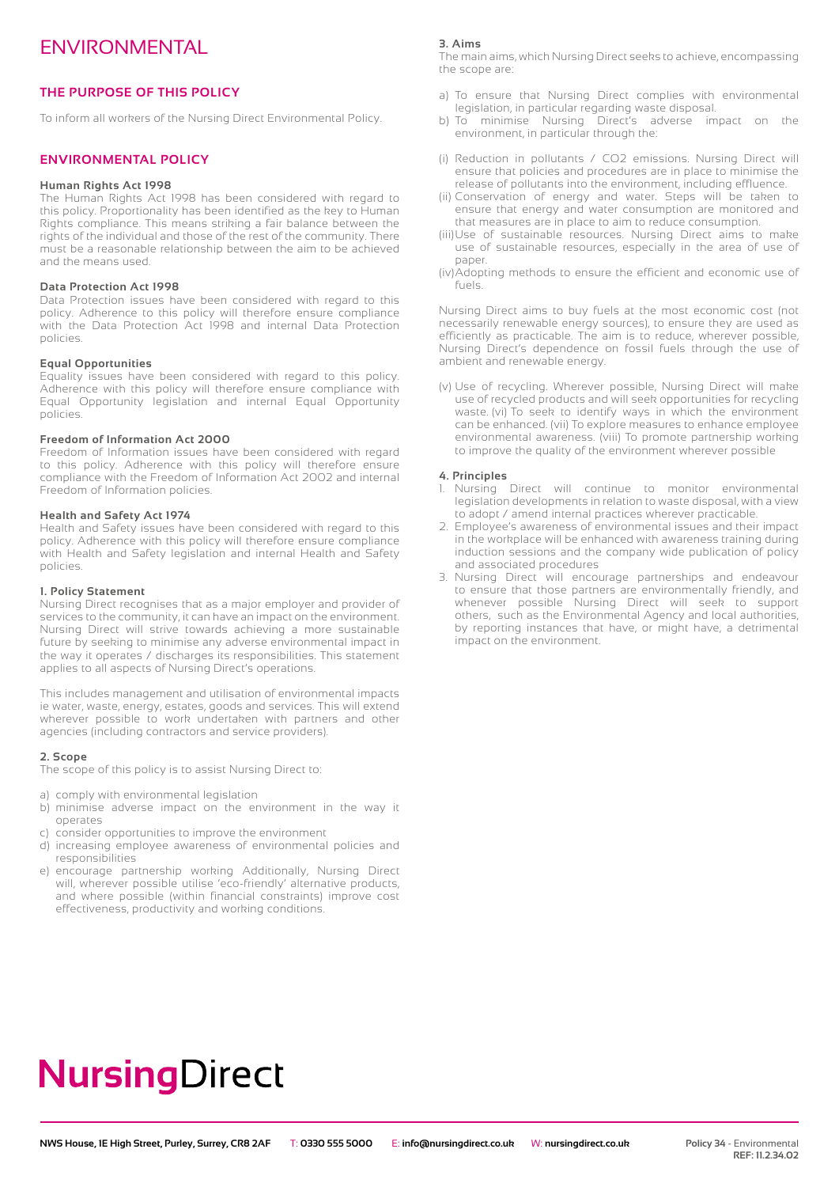# ENVIRONMENTAL

## THE PURPOSE OF THIS POLICY

To inform all workers of the Nursing Direct Environmental Policy.

## ENVIRONMENTAL POLICY

### Human Rights Act 1998

The Human Rights Act 1998 has been considered with regard to this policy. Proportionality has been identified as the key to Human Rights compliance. This means striking a fair balance between the rights of the individual and those of the rest of the community. There must be a reasonable relationship between the aim to be achieved and the means used.

### Data Protection Act 1998

Data Protection issues have been considered with regard to this policy. Adherence to this policy will therefore ensure compliance with the Data Protection Act 1998 and internal Data Protection policies.

### Equal Opportunities

Equality issues have been considered with regard to this policy. Adherence with this policy will therefore ensure compliance with Equal Opportunity legislation and internal Equal Opportunity policies.

### Freedom of Information Act 2000

Freedom of Information issues have been considered with regard to this policy. Adherence with this policy will therefore ensure compliance with the Freedom of Information Act 2002 and internal Freedom of Information policies.

### Health and Safety Act 1974

Health and Safety issues have been considered with regard to this policy. Adherence with this policy will therefore ensure compliance with Health and Safety legislation and internal Health and Safety policies.

### 1. Policy Statement

Nursing Direct recognises that as a major employer and provider of services to the community, it can have an impact on the environment. Nursing Direct will strive towards achieving a more sustainable future by seeking to minimise any adverse environmental impact in the way it operates / discharges its responsibilities. This statement applies to all aspects of Nursing Direct's operations.

This includes management and utilisation of environmental impacts ie water, waste, energy, estates, goods and services. This will extend wherever possible to work undertaken with partners and other agencies (including contractors and service providers).

### 2. Scope

The scope of this policy is to assist Nursing Direct to:

a) comply with environmental legislation
b) minimise adverse impact on the environment in the way it operates
c) consider opportunities to improve the environment
d) increasing employee awareness of environmental policies and responsibilities
e) encourage partnership working Additionally, Nursing Direct will, wherever possible utilise 'eco-friendly' alternative products, and where possible (within financial constraints) improve cost effectiveness, productivity and working conditions.

### 3. Aims

The main aims, which Nursing Direct seeks to achieve, encompassing the scope are:

a) To ensure that Nursing Direct complies with environmental legislation, in particular regarding waste disposal.
b) To minimise Nursing Direct's adverse impact on the environment, in particular through the:

(i) Reduction in pollutants / CO2 emissions. Nursing Direct will ensure that policies and procedures are in place to minimise the release of pollutants into the environment, including effluence.
(ii) Conservation of energy and water. Steps will be taken to ensure that energy and water consumption are monitored and that measures are in place to aim to reduce consumption.
(iii) Use of sustainable resources. Nursing Direct aims to make use of sustainable resources, especially in the area of use of paper.
(iv) Adopting methods to ensure the efficient and economic use of fuels.

Nursing Direct aims to buy fuels at the most economic cost (not necessarily renewable energy sources), to ensure they are used as efficiently as practicable. The aim is to reduce, wherever possible, Nursing Direct's dependence on fossil fuels through the use of ambient and renewable energy.

(v) Use of recycling. Wherever possible, Nursing Direct will make use of recycled products and will seek opportunities for recycling waste. (vi) To seek to identify ways in which the environment can be enhanced. (vii) To explore measures to enhance employee environmental awareness. (viii) To promote partnership working to improve the quality of the environment wherever possible

### 4. Principles

1. Nursing Direct will continue to monitor environmental legislation developments in relation to waste disposal, with a view to adopt / amend internal practices wherever practicable.
2. Employee's awareness of environmental issues and their impact in the workplace will be enhanced with awareness training during induction sessions and the company wide publication of policy and associated procedures
3. Nursing Direct will encourage partnerships and endeavour to ensure that those partners are environmentally friendly, and whenever possible Nursing Direct will seek to support others, such as the Environmental Agency and local authorities, by reporting instances that have, or might have, a detrimental impact on the environment.

**NursingDirect**

NWS House, 1E High Street, Purley, Surrey, CR8 2AF T: 0330 555 5000 E: info@nursingdirect.co.uk W: nursingdirect.co.uk

Policy 34 - Environmental
REF: 11.2.34.02